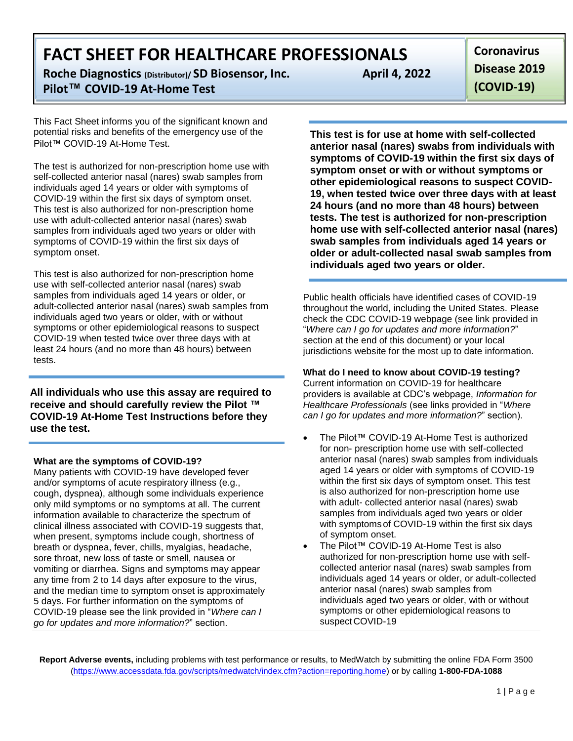# FACT SHEET FOR HEALTHCARE PROFESSIONALS

**Roche Diagnostics** (Distributor)/ **SD Biosensor, Inc.** **April 4, 2022**

**Pilot™ COVID-19 At-Home Test**

**Coronavirus Disease 2019 (COVID-19)**

This Fact Sheet informs you of the significant known and potential risks and benefits of the emergency use of the Pilot™ COVID-19 At-Home Test.

The test is authorized for non-prescription home use with self-collected anterior nasal (nares) swab samples from individuals aged 14 years or older with symptoms of COVID-19 within the first six days of symptom onset. This test is also authorized for non-prescription home use with adult-collected anterior nasal (nares) swab samples from individuals aged two years or older with symptoms of COVID-19 within the first six days of symptom onset.

This test is also authorized for non-prescription home use with self-collected anterior nasal (nares) swab samples from individuals aged 14 years or older, or adult-collected anterior nasal (nares) swab samples from individuals aged two years or older, with or without symptoms or other epidemiological reasons to suspect COVID-19 when tested twice over three days with at least 24 hours (and no more than 48 hours) between tests.

**All individuals who use this assay are required to receive and should carefully review the Pilot ™ COVID-19 At-Home Test Instructions before they use the test.**

**What are the symptoms of COVID-19?**

Many patients with COVID-19 have developed fever and/or symptoms of acute respiratory illness (e.g., cough, dyspnea), although some individuals experience only mild symptoms or no symptoms at all. The current information available to characterize the spectrum of clinical illness associated with COVID-19 suggests that, when present, symptoms include cough, shortness of breath or dyspnea, fever, chills, myalgias, headache, sore throat, new loss of taste or smell, nausea or vomiting or diarrhea. Signs and symptoms may appear any time from 2 to 14 days after exposure to the virus, and the median time to symptom onset is approximately 5 days. For further information on the symptoms of COVID-19 please see the link provided in "*Where can I go for updates and more information?*" section.

**This test is for use at home with self-collected anterior nasal (nares) swabs from individuals with symptoms of COVID-19 within the first six days of symptom onset or with or without symptoms or other epidemiological reasons to suspect COVID-19, when tested twice over three days with at least 24 hours (and no more than 48 hours) between tests. The test is authorized for non-prescription home use with self-collected anterior nasal (nares) swab samples from individuals aged 14 years or older or adult-collected nasal swab samples from individuals aged two years or older.**

Public health officials have identified cases of COVID-19 throughout the world, including the United States. Please check the CDC COVID-19 webpage (see link provided in "*Where can I go for updates and more information?*" section at the end of this document) or your local jurisdictions website for the most up to date information.

**What do I need to know about COVID-19 testing?**

Current information on COVID-19 for healthcare providers is available at CDC's webpage, *Information for Healthcare Professionals* (see links provided in "*Where can I go for updates and more information?*" section).

- The Pilot™ COVID-19 At-Home Test is authorized for non- prescription home use with self-collected anterior nasal (nares) swab samples from individuals aged 14 years or older with symptoms of COVID-19 within the first six days of symptom onset. This test is also authorized for non-prescription home use with adult- collected anterior nasal (nares) swab samples from individuals aged two years or older with symptoms of COVID-19 within the first six days of symptom onset.
- The Pilot™ COVID-19 At-Home Test is also authorized for non-prescription home use with self-collected anterior nasal (nares) swab samples from individuals aged 14 years or older, or adult-collected anterior nasal (nares) swab samples from individuals aged two years or older, with or without symptoms or other epidemiological reasons to suspect COVID-19

**Report Adverse events,** including problems with test performance or results, to MedWatch by submitting the online FDA Form 3500 (https://www.accessdata.fda.gov/scripts/medwatch/index.cfm?action=reporting.home) or by calling **1-800-FDA-1088**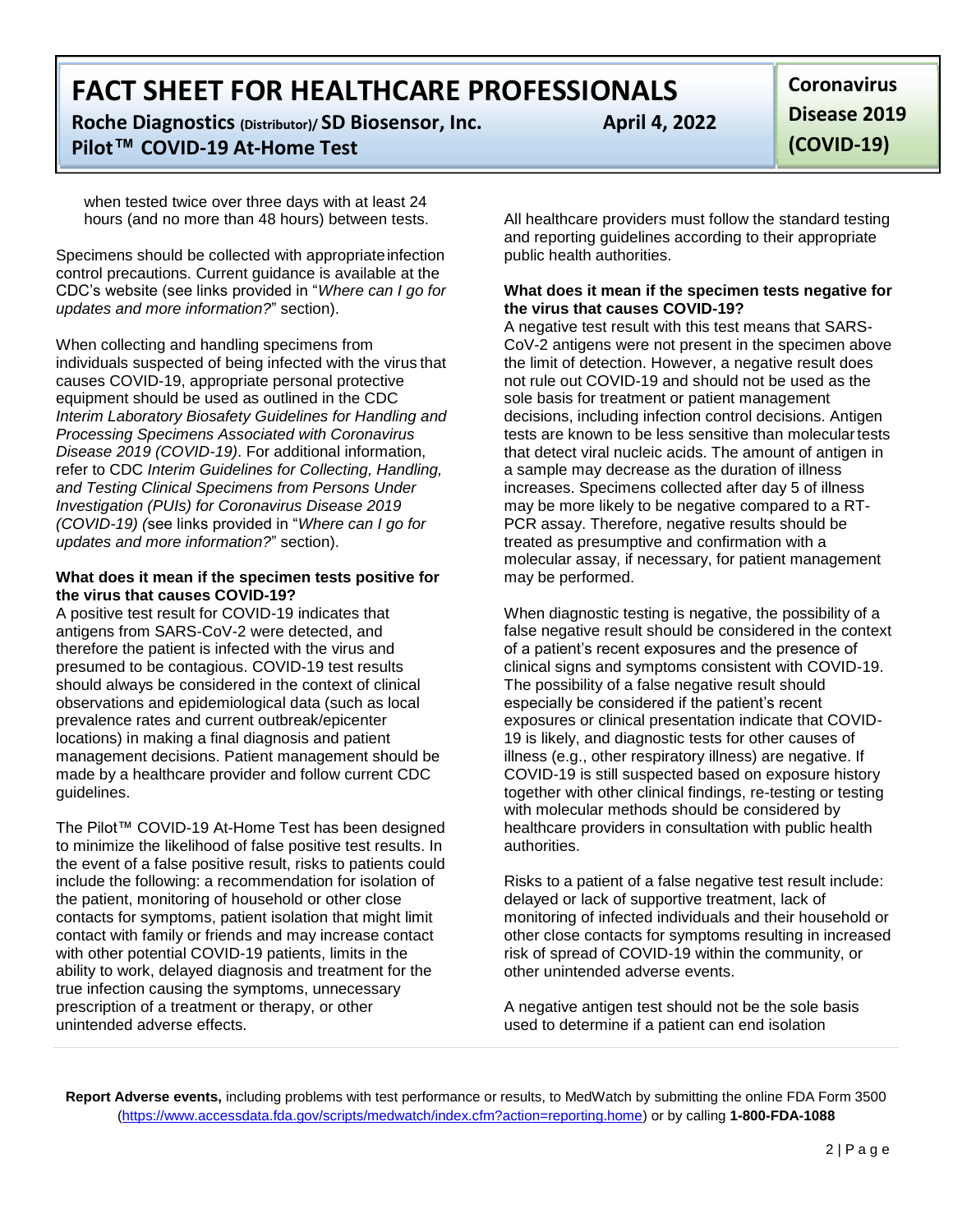when tested twice over three days with at least 24 hours (and no more than 48 hours) between tests.

Specimens should be collected with appropriate infection control precautions. Current guidance is available at the CDC's website (see links provided in "*Where can I go for updates and more information?*" section).

When collecting and handling specimens from individuals suspected of being infected with the virus that causes COVID-19, appropriate personal protective equipment should be used as outlined in the CDC *Interim Laboratory Biosafety Guidelines for Handling and Processing Specimens Associated with Coronavirus Disease 2019 (COVID-19)*. For additional information, refer to CDC *Interim Guidelines for Collecting, Handling, and Testing Clinical Specimens from Persons Under Investigation (PUIs) for Coronavirus Disease 2019 (COVID-19) (*see links provided in "*Where can I go for updates and more information?*" section).

**What does it mean if the specimen tests positive for the virus that causes COVID-19?**

A positive test result for COVID-19 indicates that antigens from SARS-CoV-2 were detected, and therefore the patient is infected with the virus and presumed to be contagious. COVID-19 test results should always be considered in the context of clinical observations and epidemiological data (such as local prevalence rates and current outbreak/epicenter locations) in making a final diagnosis and patient management decisions. Patient management should be made by a healthcare provider and follow current CDC guidelines.

The Pilot™ COVID-19 At-Home Test has been designed to minimize the likelihood of false positive test results. In the event of a false positive result, risks to patients could include the following: a recommendation for isolation of the patient, monitoring of household or other close contacts for symptoms, patient isolation that might limit contact with family or friends and may increase contact with other potential COVID-19 patients, limits in the ability to work, delayed diagnosis and treatment for the true infection causing the symptoms, unnecessary prescription of a treatment or therapy, or other unintended adverse effects.

All healthcare providers must follow the standard testing and reporting guidelines according to their appropriate public health authorities.

**What does it mean if the specimen tests negative for the virus that causes COVID-19?**

A negative test result with this test means that SARS-CoV-2 antigens were not present in the specimen above the limit of detection. However, a negative result does not rule out COVID-19 and should not be used as the sole basis for treatment or patient management decisions, including infection control decisions. Antigen tests are known to be less sensitive than molecular tests that detect viral nucleic acids. The amount of antigen in a sample may decrease as the duration of illness increases. Specimens collected after day 5 of illness may be more likely to be negative compared to a RT-PCR assay. Therefore, negative results should be treated as presumptive and confirmation with a molecular assay, if necessary, for patient management may be performed.

When diagnostic testing is negative, the possibility of a false negative result should be considered in the context of a patient's recent exposures and the presence of clinical signs and symptoms consistent with COVID-19. The possibility of a false negative result should especially be considered if the patient's recent exposures or clinical presentation indicate that COVID-19 is likely, and diagnostic tests for other causes of illness (e.g., other respiratory illness) are negative. If COVID-19 is still suspected based on exposure history together with other clinical findings, re-testing or testing with molecular methods should be considered by healthcare providers in consultation with public health authorities.

Risks to a patient of a false negative test result include: delayed or lack of supportive treatment, lack of monitoring of infected individuals and their household or other close contacts for symptoms resulting in increased risk of spread of COVID-19 within the community, or other unintended adverse events.

A negative antigen test should not be the sole basis used to determine if a patient can end isolation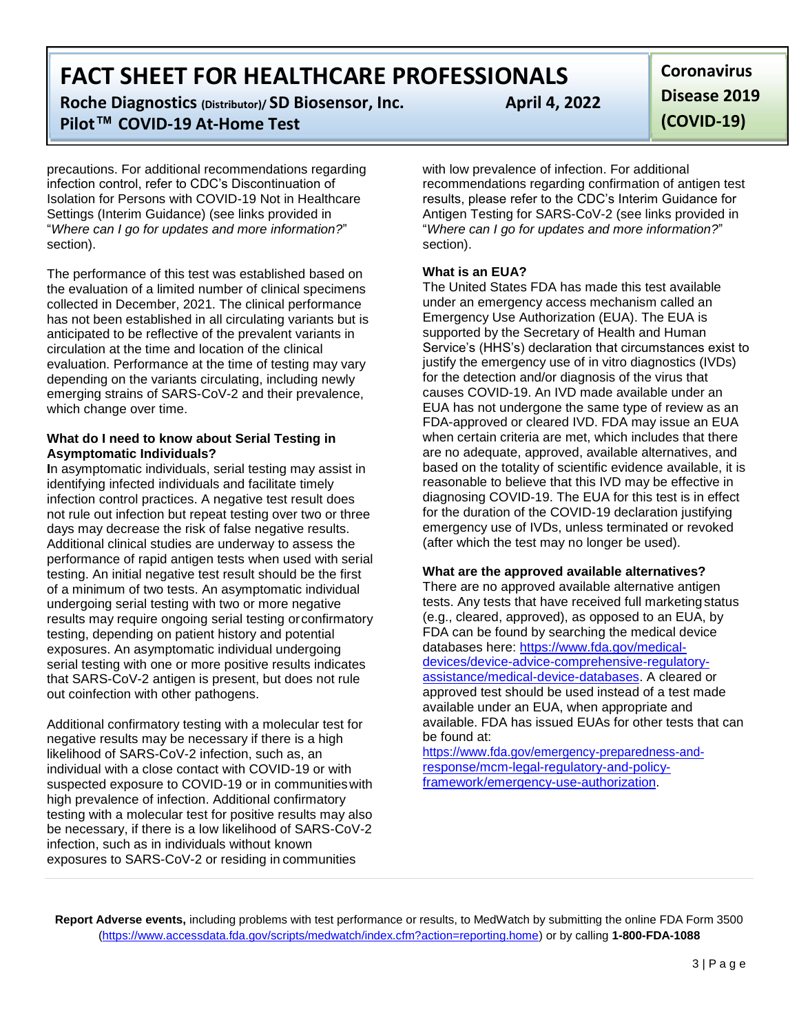precautions. For additional recommendations regarding infection control, refer to CDC's Discontinuation of Isolation for Persons with COVID-19 Not in Healthcare Settings (Interim Guidance) (see links provided in "*Where can I go for updates and more information?*" section).

The performance of this test was established based on the evaluation of a limited number of clinical specimens collected in December, 2021. The clinical performance has not been established in all circulating variants but is anticipated to be reflective of the prevalent variants in circulation at the time and location of the clinical evaluation. Performance at the time of testing may vary depending on the variants circulating, including newly emerging strains of SARS-CoV-2 and their prevalence, which change over time.

**What do I need to know about Serial Testing in Asymptomatic Individuals?**

In asymptomatic individuals, serial testing may assist in identifying infected individuals and facilitate timely infection control practices. A negative test result does not rule out infection but repeat testing over two or three days may decrease the risk of false negative results. Additional clinical studies are underway to assess the performance of rapid antigen tests when used with serial testing. An initial negative test result should be the first of a minimum of two tests. An asymptomatic individual undergoing serial testing with two or more negative results may require ongoing serial testing or confirmatory testing, depending on patient history and potential exposures. An asymptomatic individual undergoing serial testing with one or more positive results indicates that SARS-CoV-2 antigen is present, but does not rule out coinfection with other pathogens.

Additional confirmatory testing with a molecular test for negative results may be necessary if there is a high likelihood of SARS-CoV-2 infection, such as, an individual with a close contact with COVID-19 or with suspected exposure to COVID-19 or in communities with high prevalence of infection. Additional confirmatory testing with a molecular test for positive results may also be necessary, if there is a low likelihood of SARS-CoV-2 infection, such as in individuals without known exposures to SARS-CoV-2 or residing in communities with low prevalence of infection. For additional recommendations regarding confirmation of antigen test results, please refer to the CDC's Interim Guidance for Antigen Testing for SARS-CoV-2 (see links provided in "*Where can I go for updates and more information?*" section).

**What is an EUA?**

The United States FDA has made this test available under an emergency access mechanism called an Emergency Use Authorization (EUA). The EUA is supported by the Secretary of Health and Human Service's (HHS's) declaration that circumstances exist to justify the emergency use of in vitro diagnostics (IVDs) for the detection and/or diagnosis of the virus that causes COVID-19. An IVD made available under an EUA has not undergone the same type of review as an FDA-approved or cleared IVD. FDA may issue an EUA when certain criteria are met, which includes that there are no adequate, approved, available alternatives, and based on the totality of scientific evidence available, it is reasonable to believe that this IVD may be effective in diagnosing COVID-19. The EUA for this test is in effect for the duration of the COVID-19 declaration justifying emergency use of IVDs, unless terminated or revoked (after which the test may no longer be used).

**What are the approved available alternatives?**

There are no approved available alternative antigen tests. Any tests that have received full marketing status (e.g., cleared, approved), as opposed to an EUA, by FDA can be found by searching the medical device databases here: [https://www.fda.gov/medical-devices/device-advice-comprehensive-regulatory-assistance/medical-device-databases](https://www.fda.gov/medical-devices/device-advice-comprehensive-regulatory-assistance/medical-device-databases). A cleared or approved test should be used instead of a test made available under an EUA, when appropriate and available. FDA has issued EUAs for other tests that can be found at: [https://www.fda.gov/emergency-preparedness-and-response/mcm-legal-regulatory-and-policy-framework/emergency-use-authorization](https://www.fda.gov/emergency-preparedness-and-response/mcm-legal-regulatory-and-policy-framework/emergency-use-authorization).

**Report Adverse events,** including problems with test performance or results, to MedWatch by submitting the online FDA Form 3500 ([https://www.accessdata.fda.gov/scripts/medwatch/index.cfm?action=reporting.home](https://www.accessdata.fda.gov/scripts/medwatch/index.cfm?action=reporting.home)) or by calling **1-800-FDA-1088**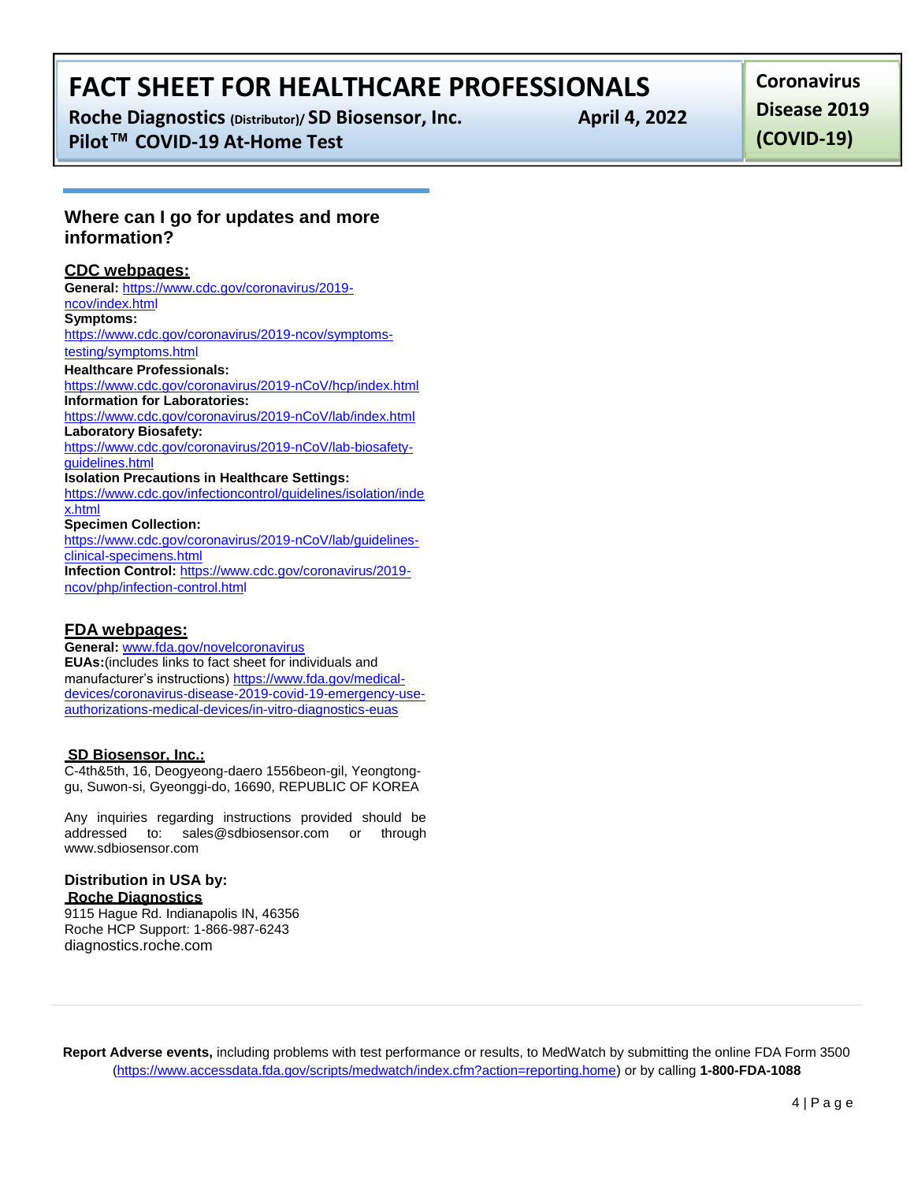## Where can I go for updates and more information?

**CDC webpages:**

**General:** https://www.cdc.gov/coronavirus/2019-ncov/index.html

**Symptoms:** https://www.cdc.gov/coronavirus/2019-ncov/symptoms-testing/symptoms.html

**Healthcare Professionals:** https://www.cdc.gov/coronavirus/2019-nCoV/hcp/index.html

**Information for Laboratories:** https://www.cdc.gov/coronavirus/2019-nCoV/lab/index.html

**Laboratory Biosafety:** https://www.cdc.gov/coronavirus/2019-nCoV/lab-biosafety-guidelines.html

**Isolation Precautions in Healthcare Settings:** https://www.cdc.gov/infectioncontrol/guidelines/isolation/index.html

**Specimen Collection:** https://www.cdc.gov/coronavirus/2019-nCoV/lab/guidelines-clinical-specimens.html

**Infection Control:** https://www.cdc.gov/coronavirus/2019-ncov/php/infection-control.html

**FDA webpages:**

**General:** www.fda.gov/novelcoronavirus

**EUAs:**(includes links to fact sheet for individuals and manufacturer's instructions) https://www.fda.gov/medical-devices/coronavirus-disease-2019-covid-19-emergency-use-authorizations-medical-devices/in-vitro-diagnostics-euas

**SD Biosensor, Inc.:**

C-4th&5th, 16, Deogyeong-daero 1556beon-gil, Yeongtong-gu, Suwon-si, Gyeonggi-do, 16690, REPUBLIC OF KOREA

Any inquiries regarding instructions provided should be addressed to: sales@sdbiosensor.com or through www.sdbiosensor.com

**Distribution in USA by:**

**Roche Diagnostics**

9115 Hague Rd. Indianapolis IN, 46356
Roche HCP Support: 1-866-987-6243
diagnostics.roche.com

**Report Adverse events,** including problems with test performance or results, to MedWatch by submitting the online FDA Form 3500 (https://www.accessdata.fda.gov/scripts/medwatch/index.cfm?action=reporting.home) or by calling **1-800-FDA-1088**